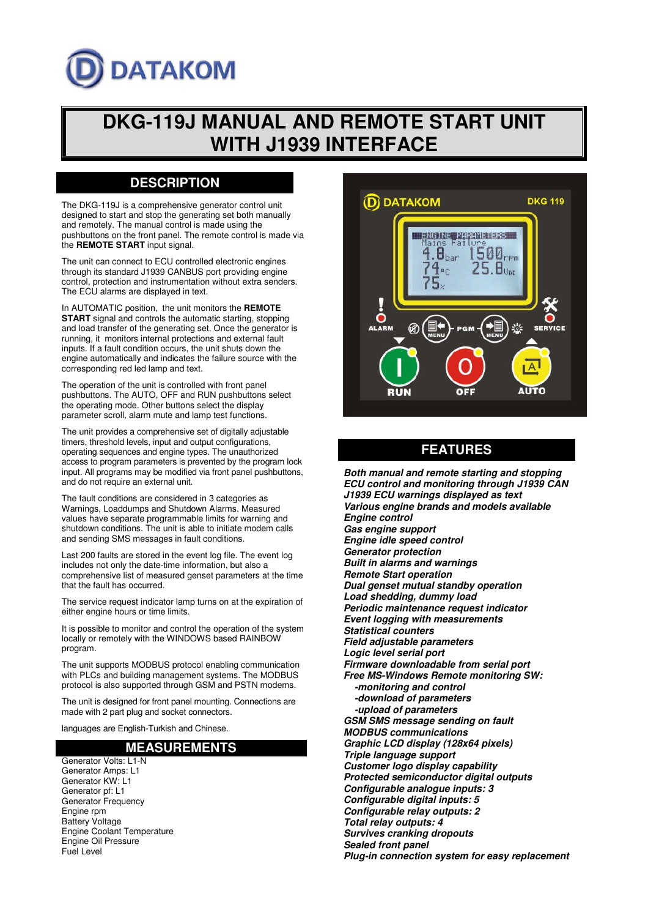DATAKOM

# DKG-119J MANUAL AND REMOTE START UNIT WITH J1939 INTERFACE

## DESCRIPTION

The DKG-119J is a comprehensive generator control unit designed to start and stop the generating set both manually and remotely. The manual control is made using the pushbuttons on the front panel. The remote control is made via the **REMOTE START** input signal.

The unit can connect to ECU controlled electronic engines through its standard J1939 CANBUS port providing engine control, protection and instrumentation without extra senders. The ECU alarms are displayed in text.

In AUTOMATIC position, the unit monitors the **REMOTE START** signal and controls the automatic starting, stopping and load transfer of the generating set. Once the generator is running, it monitors internal protections and external fault inputs. If a fault condition occurs, the unit shuts down the engine automatically and indicates the failure source with the corresponding red led lamp and text.

The operation of the unit is controlled with front panel pushbuttons. The AUTO, OFF and RUN pushbuttons select the operating mode. Other buttons select the display parameter scroll, alarm mute and lamp test functions.

The unit provides a comprehensive set of digitally adjustable timers, threshold levels, input and output configurations, operating sequences and engine types. The unauthorized access to program parameters is prevented by the program lock input. All programs may be modified via front panel pushbuttons, and do not require an external unit.

The fault conditions are considered in 3 categories as Warnings, Loaddumps and Shutdown Alarms. Measured values have separate programmable limits for warning and shutdown conditions. The unit is able to initiate modem calls and sending SMS messages in fault conditions.

Last 200 faults are stored in the event log file. The event log includes not only the date-time information, but also a comprehensive list of measured genset parameters at the time that the fault has occurred.

The service request indicator lamp turns on at the expiration of either engine hours or time limits.

It is possible to monitor and control the operation of the system locally or remotely with the WINDOWS based RAINBOW program.

The unit supports MODBUS protocol enabling communication with PLCs and building management systems. The MODBUS protocol is also supported through GSM and PSTN modems.

The unit is designed for front panel mounting. Connections are made with 2 part plug and socket connectors.

languages are English-Turkish and Chinese.

## MEASUREMENTS

Generator Volts: L1-N
Generator Amps: L1
Generator KW: L1
Generator pf: L1
Generator Frequency
Engine rpm
Battery Voltage
Engine Coolant Temperature
Engine Oil Pressure
Fuel Level

## FEATURES

***Both manual and remote starting and stopping***
***ECU control and monitoring through J1939 CAN***
***J1939 ECU warnings displayed as text***
***Various engine brands and models available***
***Engine control***
***Gas engine support***
***Engine idle speed control***
***Generator protection***
***Built in alarms and warnings***
***Remote Start operation***
***Dual genset mutual standby operation***
***Load shedding, dummy load***
***Periodic maintenance request indicator***
***Event logging with measurements***
***Statistical counters***
***Field adjustable parameters***
***Logic level serial port***
***Firmware downloadable from serial port***
***Free MS-Windows Remote monitoring SW:***
- ***-monitoring and control***
- ***-download of parameters***
- ***-upload of parameters***

***GSM SMS message sending on fault***
***MODBUS communications***
***Graphic LCD display (128x64 pixels)***
***Triple language support***
***Customer logo display capability***
***Protected semiconductor digital outputs***
***Configurable analogue inputs: 3***
***Configurable digital inputs: 5***
***Configurable relay outputs: 2***
***Total relay outputs: 4***
***Survives cranking dropouts***
***Sealed front panel***
***Plug-in connection system for easy replacement***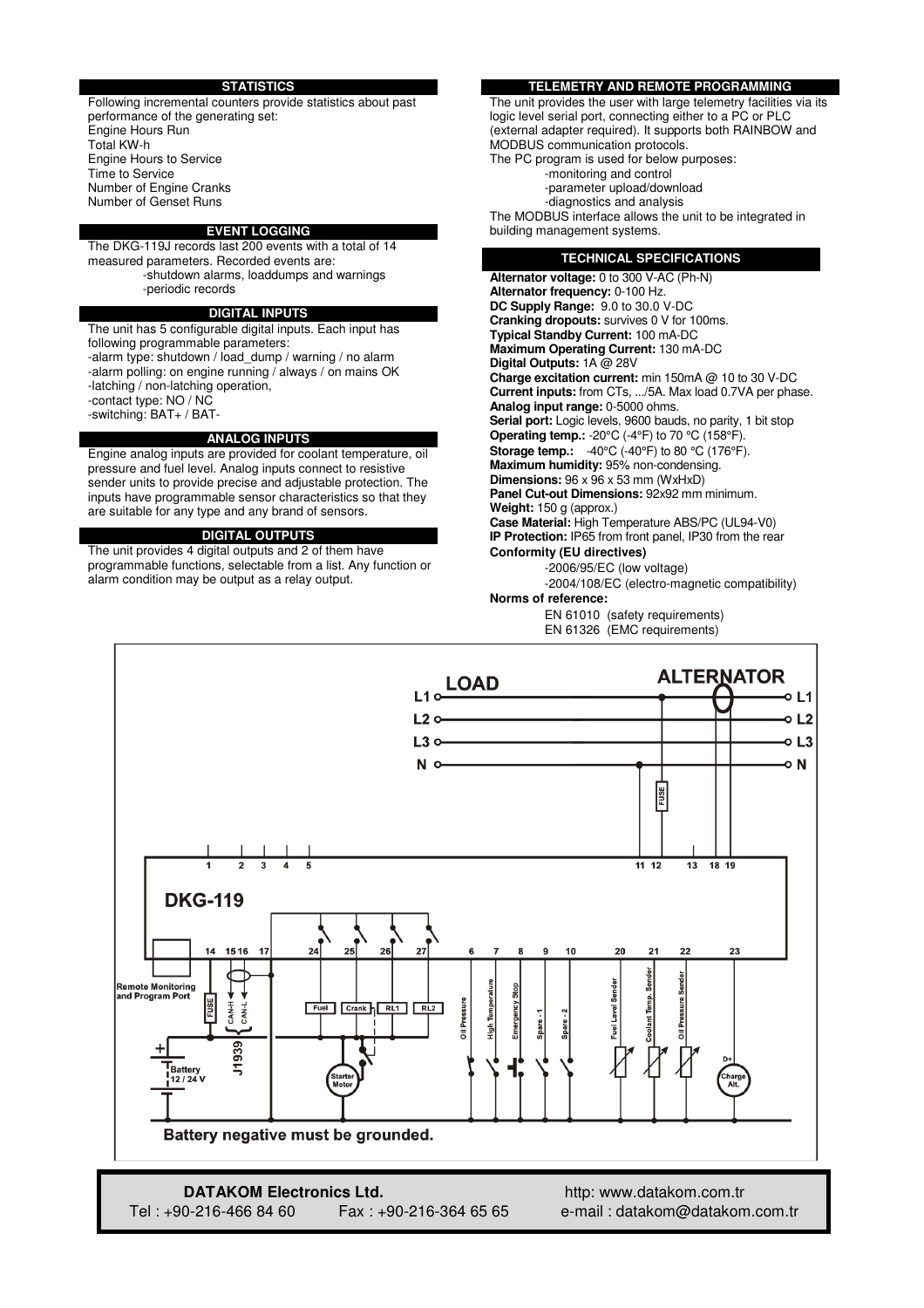## STATISTICS

Following incremental counters provide statistics about past performance of the generating set:

Engine Hours Run
Total KW-h
Engine Hours to Service
Time to Service
Number of Engine Cranks
Number of Genset Runs

## EVENT LOGGING

The DKG-119J records last 200 events with a total of 14 measured parameters. Recorded events are:

- shutdown alarms, loaddumps and warnings
- periodic records

## DIGITAL INPUTS

The unit has 5 configurable digital inputs. Each input has following programmable parameters:

- alarm type: shutdown / load_dump / warning / no alarm
- alarm polling: on engine running / always / on mains OK
- latching / non-latching operation,
- contact type: NO / NC
- switching: BAT+ / BAT-

## ANALOG INPUTS

Engine analog inputs are provided for coolant temperature, oil pressure and fuel level. Analog inputs connect to resistive sender units to provide precise and adjustable protection. The inputs have programmable sensor characteristics so that they are suitable for any type and any brand of sensors.

## DIGITAL OUTPUTS

The unit provides 4 digital outputs and 2 of them have programmable functions, selectable from a list. Any function or alarm condition may be output as a relay output.

## TELEMETRY AND REMOTE PROGRAMMING

The unit provides the user with large telemetry facilities via its logic level serial port, connecting either to a PC or PLC (external adapter required). It supports both RAINBOW and MODBUS communication protocols.

The PC program is used for below purposes:

- monitoring and control
- parameter upload/download
- diagnostics and analysis

The MODBUS interface allows the unit to be integrated in building management systems.

## TECHNICAL SPECIFICATIONS

**Alternator voltage:** 0 to 300 V-AC (Ph-N)
**Alternator frequency:** 0-100 Hz.
**DC Supply Range:** 9.0 to 30.0 V-DC
**Cranking dropouts:** survives 0 V for 100ms.
**Typical Standby Current:** 100 mA-DC
**Maximum Operating Current:** 130 mA-DC
**Digital Outputs:** 1A @ 28V
**Charge excitation current:** min 150mA @ 10 to 30 V-DC
**Current inputs:** from CTs, .../5A. Max load 0.7VA per phase.
**Analog input range:** 0-5000 ohms.
**Serial port:** Logic levels, 9600 bauds, no parity, 1 bit stop
**Operating temp.:** -20°C (-4°F) to 70 °C (158°F).
**Storage temp.:** -40°C (-40°F) to 80 °C (176°F).
**Maximum humidity:** 95% non-condensing.
**Dimensions:** 96 x 96 x 53 mm (WxHxD)
**Panel Cut-out Dimensions:** 92x92 mm minimum.
**Weight:** 150 g (approx.)
**Case Material:** High Temperature ABS/PC (UL94-V0)
**IP Protection:** IP65 from front panel, IP30 from the rear
**Conformity (EU directives)**

- 2006/95/EC (low voltage)
- 2004/108/EC (electro-magnetic compatibility)

**Norms of reference:**

EN 61010 (safety requirements)
EN 61326 (EMC requirements)

LOAD
ALTERNATOR
L1 L2 L3 N
FUSE
1 2 3 4 5
11 12 13 18 19
DKG-119
14 15 16 17 24 25 26 27 6 7 8 9 10 20 21 22 23
Remote Monitoring and Program Port
FUSE
CAN-H CAN-L
J1939
Battery 12 / 24 V
Fuel Crank RL1 RL2
Starter Motor
Oil Pressure
High Temperature
Emergency Stop
Spare - 1
Spare - 2
Fuel Level Sender
Coolant Temp. Sender
Oil Pressure Sender
D+
Charge Alt.

**Battery negative must be grounded.**

**DATAKOM Electronics Ltd.**
Tel : +90-216-466 84 60 Fax : +90-216-364 65 65
http: www.datakom.com.tr
e-mail : datakom@datakom.com.tr